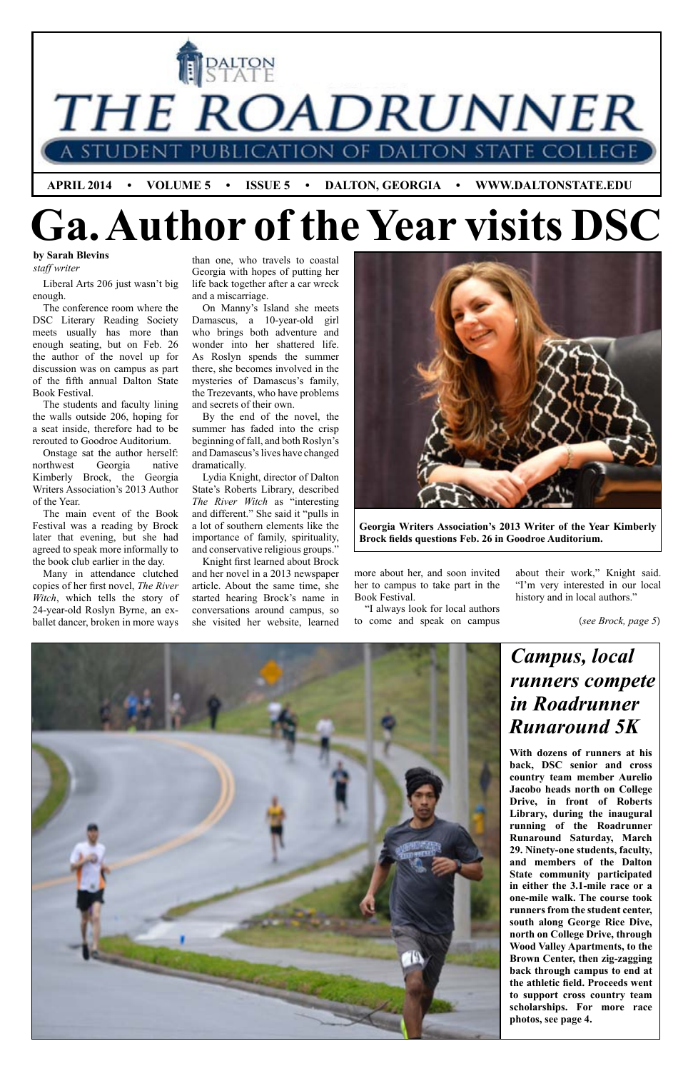# THE ROADRUNNER

A STUDENT PUBLICATION OF DALTON STATE COLLEGE

APRIL 2014 • VOLUME 5 • ISSUE 5 • DALTON, GEORGIA • WWW.DALTONSTATE.EDU

# Ga. Author of the Year visits DSC

**by Sarah Blevins**
*staff writer*

Liberal Arts 206 just wasn't big enough.

The conference room where the DSC Literary Reading Society meets usually has more than enough seating, but on Feb. 26 the author of the novel up for discussion was on campus as part of the fifth annual Dalton State Book Festival.

The students and faculty lining the walls outside 206, hoping for a seat inside, therefore had to be rerouted to Goodroe Auditorium.

Onstage sat the author herself: northwest Georgia native Kimberly Brock, the Georgia Writers Association's 2013 Author of the Year.

The main event of the Book Festival was a reading by Brock later that evening, but she had agreed to speak more informally to the book club earlier in the day.

Many in attendance clutched copies of her first novel, *The River Witch*, which tells the story of 24-year-old Roslyn Byrne, an ex-ballet dancer, broken in more ways than one, who travels to coastal Georgia with hopes of putting her life back together after a car wreck and a miscarriage.

On Manny's Island she meets Damascus, a 10-year-old girl who brings both adventure and wonder into her shattered life. As Roslyn spends the summer there, she becomes involved in the mysteries of Damascus's family, the Trezevants, who have problems and secrets of their own.

By the end of the novel, the summer has faded into the crisp beginning of fall, and both Roslyn's and Damascus's lives have changed dramatically.

Lydia Knight, director of Dalton State's Roberts Library, described *The River Witch* as "interesting and different." She said it "pulls in a lot of southern elements like the importance of family, spirituality, and conservative religious groups."

Knight first learned about Brock and her novel in a 2013 newspaper article. About the same time, she started hearing Brock's name in conversations around campus, so she visited her website, learned more about her, and soon invited her to campus to take part in the Book Festival.

"I always look for local authors to come and speak on campus about their work," Knight said. "I'm very interested in our local history and in local authors."

(*see Brock, page 5*)

**Georgia Writers Association's 2013 Writer of the Year Kimberly Brock fields questions Feb. 26 in Goodroe Auditorium.**

## *Campus, local runners compete in Roadrunner Runaround 5K*

**With dozens of runners at his back, DSC senior and cross country team member Aurelio Jacobo heads north on College Drive, in front of Roberts Library, during the inaugural running of the Roadrunner Runaround Saturday, March 29. Ninety-one students, faculty, and members of the Dalton State community participated in either the 3.1-mile race or a one-mile walk. The course took runners from the student center, south along George Rice Dive, north on College Drive, through Wood Valley Apartments, to the Brown Center, then zig-zagging back through campus to end at the athletic field. Proceeds went to support cross country team scholarships. For more race photos, see page 4.**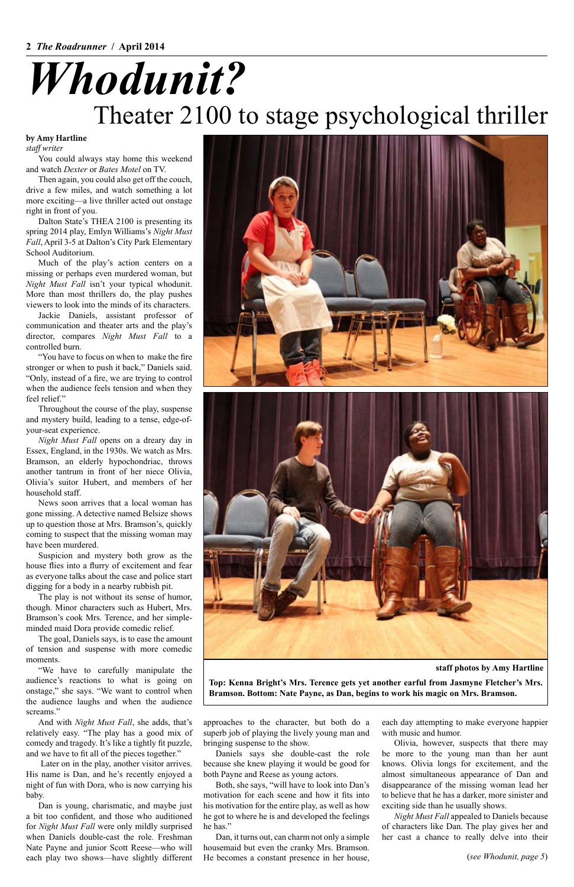# Whodunit?

## Theater 2100 to stage psychological thriller

**by Amy Hartline**
*staff writer*

You could always stay home this weekend and watch *Dexter* or *Bates Motel* on TV.

Then again, you could also get off the couch, drive a few miles, and watch something a lot more exciting—a live thriller acted out onstage right in front of you.

Dalton State's THEA 2100 is presenting its spring 2014 play, Emlyn Williams's *Night Must Fall*, April 3-5 at Dalton's City Park Elementary School Auditorium.

Much of the play's action centers on a missing or perhaps even murdered woman, but *Night Must Fall* isn't your typical whodunit. More than most thrillers do, the play pushes viewers to look into the minds of its characters.

Jackie Daniels, assistant professor of communication and theater arts and the play's director, compares *Night Must Fall* to a controlled burn.

"You have to focus on when to make the fire stronger or when to push it back," Daniels said. "Only, instead of a fire, we are trying to control when the audience feels tension and when they feel relief."

Throughout the course of the play, suspense and mystery build, leading to a tense, edge-of-your-seat experience.

*Night Must Fall* opens on a dreary day in Essex, England, in the 1930s. We watch as Mrs. Bramson, an elderly hypochondriac, throws another tantrum in front of her niece Olivia, Olivia's suitor Hubert, and members of her household staff.

News soon arrives that a local woman has gone missing. A detective named Belsize shows up to question those at Mrs. Bramson's, quickly coming to suspect that the missing woman may have been murdered.

Suspicion and mystery both grow as the house flies into a flurry of excitement and fear as everyone talks about the case and police start digging for a body in a nearby rubbish pit.

The play is not without its sense of humor, though. Minor characters such as Hubert, Mrs. Bramson's cook Mrs. Terence, and her simple-minded maid Dora provide comedic relief.

The goal, Daniels says, is to ease the amount of tension and suspense with more comedic moments.

"We have to carefully manipulate the audience's reactions to what is going on onstage," she says. "We want to control when the audience laughs and when the audience screams."

And with *Night Must Fall*, she adds, that's relatively easy. "The play has a good mix of comedy and tragedy. It's like a tightly fit puzzle, and we have to fit all of the pieces together."

Later on in the play, another visitor arrives. His name is Dan, and he's recently enjoyed a night of fun with Dora, who is now carrying his baby.

Dan is young, charismatic, and maybe just a bit too confident, and those who auditioned for *Night Must Fall* were only mildly surprised when Daniels double-cast the role. Freshman Nate Payne and junior Scott Reese—who will each play two shows—have slightly different approaches to the character, but both do a superb job of playing the lively young man and bringing suspense to the show.

Daniels says she double-cast the role because she knew playing it would be good for both Payne and Reese as young actors.

Both, she says, "will have to look into Dan's motivation for each scene and how it fits into his motivation for the entire play, as well as how he got to where he is and developed the feelings he has."

Dan, it turns out, can charm not only a simple housemaid but even the cranky Mrs. Bramson. He becomes a constant presence in her house, each day attempting to make everyone happier with music and humor.

Olivia, however, suspects that there may be more to the young man than her aunt knows. Olivia longs for excitement, and the almost simultaneous appearance of Dan and disappearance of the missing woman lead her to believe that he has a darker, more sinister and exciting side than he usually shows.

*Night Must Fall* appealed to Daniels because of characters like Dan. The play gives her and her cast a chance to really delve into their

(*see Whodunit, page 5*)

**staff photos by Amy Hartline**

**Top: Kenna Bright's Mrs. Terence gets yet another earful from Jasmyne Fletcher's Mrs. Bramson. Bottom: Nate Payne, as Dan, begins to work his magic on Mrs. Bramson.**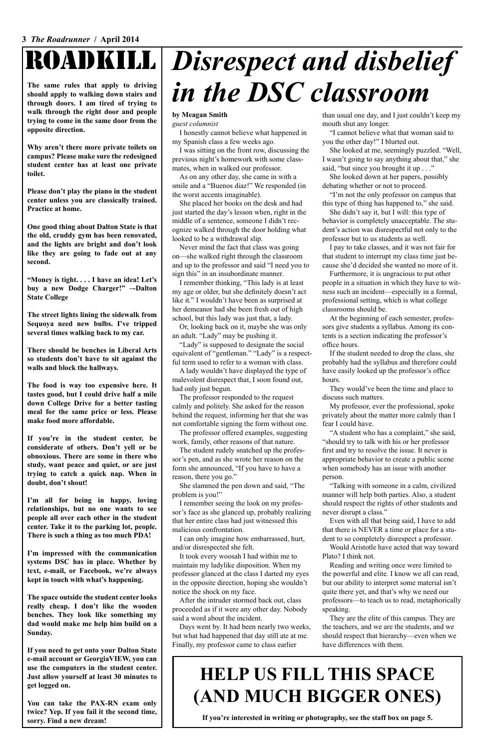# ROADKILL

**The same rules that apply to driving should apply to walking down stairs and through doors. I am tired of trying to walk through the right door and people trying to come in the same door from the opposite direction.**

**Why aren't there more private toilets on campus? Please make sure the redesigned student center has at least one private toilet.**

**Please don't play the piano in the student center unless you are classically trained. Practice at home.**

**One good thing about Dalton State is that the old, cruddy gym has been renovated, and the lights are bright and don't look like they are going to fade out at any second.**

**"Money is tight. . . . I have an idea! Let's buy a new Dodge Charger!" —Dalton State College**

**The street lights lining the sidewalk from Sequoya need new bulbs. I've tripped several times walking back to my car.**

**There should be benches in Liberal Arts so students don't have to sit against the walls and block the hallways.**

**The food is way too expensive here. It tastes good, but I could drive half a mile down College Drive for a better tasting meal for the same price or less. Please make food more affordable.**

**If you're in the student center, be considerate of others. Don't yell or be obnoxious. There are some in there who study, want peace and quiet, or are just trying to catch a quick nap. When in doubt, don't shout!**

**I'm all for being in happy, loving relationships, but no one wants to see people all over each other in the student center. Take it to the parking lot, people. There is such a thing as too much PDA!**

**I'm impressed with the communication systems DSC has in place. Whether by text, e-mail, or Facebook, we're always kept in touch with what's happening.**

**The space outside the student center looks really cheap. I don't like the wooden benches. They look like something my dad would make me help him build on a Sunday.**

**If you need to get onto your Dalton State e-mail account or GeorgiaVIEW, you can use the computers in the student center. Just allow yourself at least 30 minutes to get logged on.**

**You can take the PAX-RN exam only twice? Yep. If you fail it the second time, sorry. Find a new dream!**

# *Disrespect and disbelief in the DSC classroom*

**by Meagan Smith**
*guest columnist*

I honestly cannot believe what happened in my Spanish class a few weeks ago.

I was sitting on the front row, discussing the previous night's homework with some classmates, when in walked our professor.

As on any other day, she came in with a smile and a "Buenos diaz!" We responded (in the worst accents imaginable).

She placed her books on the desk and had just started the day's lesson when, right in the middle of a sentence, someone I didn't recognize walked through the door holding what looked to be a withdrawal slip.

Never mind the fact that class was going on—she walked right through the classroom and up to the professor and said "I need you to sign this" in an insubordinate manner.

I remember thinking, "This lady is at least my age or older, but she definitely doesn't act like it." I wouldn't have been as surprised at her demeanor had she been fresh out of high school, but this lady was just that, a lady.

Or, looking back on it, maybe she was only an adult. "Lady" may be pushing it.

"Lady" is supposed to designate the social equivalent of "gentleman." "Lady" is a respectful term used to refer to a woman with class.

A lady wouldn't have displayed the type of malevolent disrespect that, I soon found out, had only just begun.

The professor responded to the request calmly and politely. She asked for the reason behind the request, informing her that she was not comfortable signing the form without one.

The professor offered examples, suggesting work, family, other reasons of that nature.

The student rudely snatched up the professor's pen, and as she wrote her reason on the form she announced, "If you have to have a reason, there you go."

She slammed the pen down and said, "The problem is you!"

I remember seeing the look on my professor's face as she glanced up, probably realizing that her entire class had just witnessed this malicious confrontation.

I can only imagine how embarrassed, hurt, and/or disrespected she felt.

It took every woosah I had within me to maintain my ladylike disposition. When my professor glanced at the class I darted my eyes in the opposite direction, hoping she wouldn't notice the shock on my face.

After the intruder stormed back out, class proceeded as if it were any other day. Nobody said a word about the incident.

Days went by. It had been nearly two weeks, but what had happened that day still ate at me. Finally, my professor came to class earlier than usual one day, and I just couldn't keep my mouth shut any longer.

"I cannot believe what that woman said to you the other day!" I blurted out.

She looked at me, seemingly puzzled. "Well, I wasn't going to say anything about that," she said, "but since you brought it up . . ."

She looked down at her papers, possibly debating whether or not to proceed.

"I'm not the only professor on campus that this type of thing has happened to," she said.

She didn't say it, but I will: this type of behavior is completely unacceptable. The student's action was disrespectful not only to the professor but to us students as well.

I pay to take classes, and it was not fair for that student to interrupt my class time just because she'd decided she wanted no more of it.

Furthermore, it is ungracious to put other people in a situation in which they have to witness such an incident—especially in a formal, professional setting, which is what college classrooms should be.

At the beginning of each semester, professors give students a syllabus. Among its contents is a section indicating the professor's office hours.

If the student needed to drop the class, she probably had the syllabus and therefore could have easily looked up the professor's office hours.

They would've been the time and place to discuss such matters.

My professor, ever the professional, spoke privately about the matter more calmly than I fear I could have.

"A student who has a complaint," she said, "should try to talk with his or her professor first and try to resolve the issue. It never is appropriate behavior to create a public scene when somebody has an issue with another person.

"Talking with someone in a calm, civilized manner will help both parties. Also, a student should respect the rights of other students and never disrupt a class."

Even with all that being said, I have to add that there is NEVER a time or place for a student to so completely disrespect a professor.

Would Aristotle have acted that way toward Plato? I think not.

Reading and writing once were limited to the powerful and elite. I know we all can read, but our ability to interpret some material isn't quite there yet, and that's why we need our professors—to teach us to read, metaphorically speaking.

They are the elite of this campus. They are the teachers, and we are the students, and we should respect that hierarchy—even when we have differences with them.

## HELP US FILL THIS SPACE (AND MUCH BIGGER ONES)

**If you're interested in writing or photography, see the staff box on page 5.**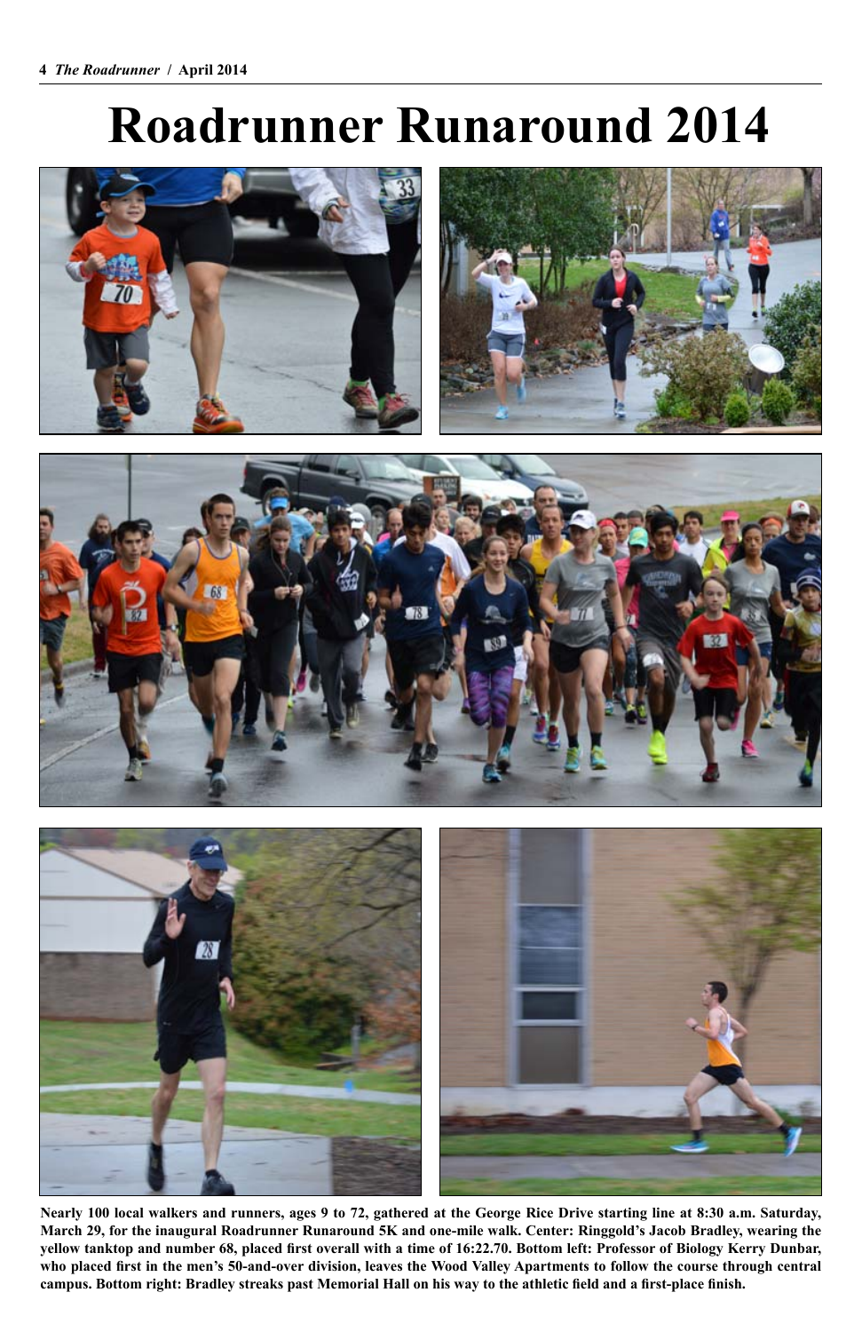# Roadrunner Runaround 2014

**Nearly 100 local walkers and runners, ages 9 to 72, gathered at the George Rice Drive starting line at 8:30 a.m. Saturday, March 29, for the inaugural Roadrunner Runaround 5K and one-mile walk. Center: Ringgold's Jacob Bradley, wearing the yellow tanktop and number 68, placed first overall with a time of 16:22.70. Bottom left: Professor of Biology Kerry Dunbar, who placed first in the men's 50-and-over division, leaves the Wood Valley Apartments to follow the course through central campus. Bottom right: Bradley streaks past Memorial Hall on his way to the athletic field and a first-place finish.**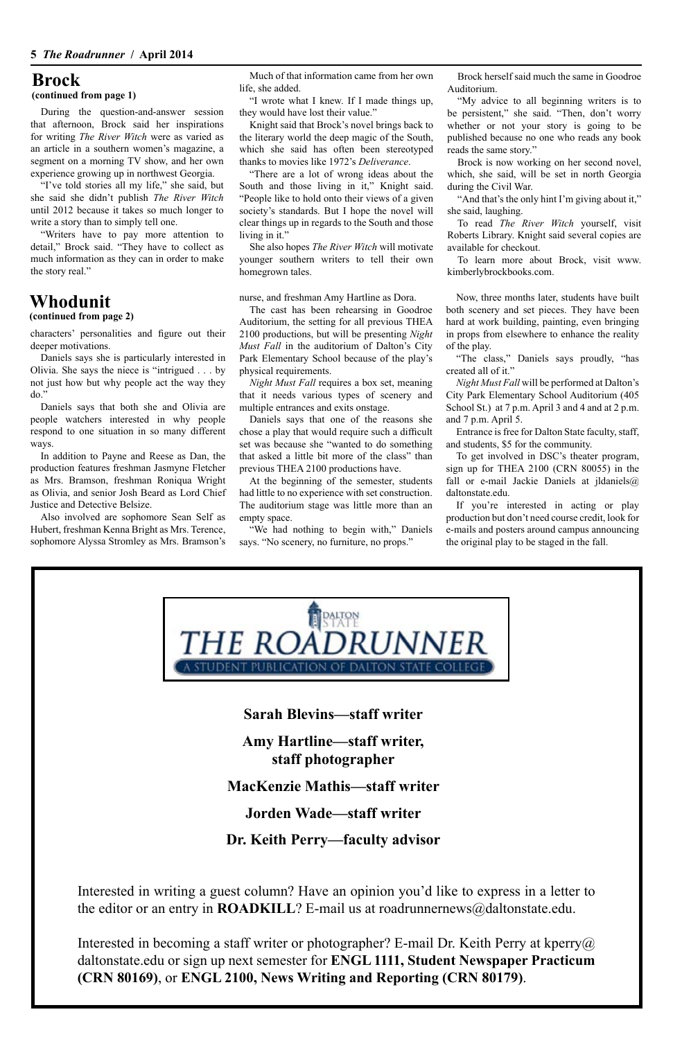## Brock

**(continued from page 1)**

During the question-and-answer session that afternoon, Brock said her inspirations for writing *The River Witch* were as varied as an article in a southern women's magazine, a segment on a morning TV show, and her own experience growing up in northwest Georgia.

"I've told stories all my life," she said, but she said she didn't publish *The River Witch* until 2012 because it takes so much longer to write a story than to simply tell one.

"Writers have to pay more attention to detail," Brock said. "They have to collect as much information as they can in order to make the story real."

Much of that information came from her own life, she added.

"I wrote what I knew. If I made things up, they would have lost their value."

Knight said that Brock's novel brings back to the literary world the deep magic of the South, which she said has often been stereotyped thanks to movies like 1972's *Deliverance*.

"There are a lot of wrong ideas about the South and those living in it," Knight said. "People like to hold onto their views of a given society's standards. But I hope the novel will clear things up in regards to the South and those living in it."

She also hopes *The River Witch* will motivate younger southern writers to tell their own homegrown tales.

Brock herself said much the same in Goodroe Auditorium.

"My advice to all beginning writers is to be persistent," she said. "Then, don't worry whether or not your story is going to be published because no one who reads any book reads the same story."

Brock is now working on her second novel, which, she said, will be set in north Georgia during the Civil War.

"And that's the only hint I'm giving about it," she said, laughing.

To read *The River Witch* yourself, visit Roberts Library. Knight said several copies are available for checkout.

To learn more about Brock, visit www.kimberlybrockbooks.com.

## Whodunit

**(continued from page 2)**

characters' personalities and figure out their deeper motivations.

Daniels says she is particularly interested in Olivia. She says the niece is "intrigued . . . by not just how but why people act the way they do."

Daniels says that both she and Olivia are people watchers interested in why people respond to one situation in so many different ways.

In addition to Payne and Reese as Dan, the production features freshman Jasmyne Fletcher as Mrs. Bramson, freshman Roniqua Wright as Olivia, and senior Josh Beard as Lord Chief Justice and Detective Belsize.

Also involved are sophomore Sean Self as Hubert, freshman Kenna Bright as Mrs. Terence, sophomore Alyssa Stromley as Mrs. Bramson's nurse, and freshman Amy Hartline as Dora.

The cast has been rehearsing in Goodroe Auditorium, the setting for all previous THEA 2100 productions, but will be presenting *Night Must Fall* in the auditorium of Dalton's City Park Elementary School because of the play's physical requirements.

*Night Must Fall* requires a box set, meaning that it needs various types of scenery and multiple entrances and exits onstage.

Daniels says that one of the reasons she chose a play that would require such a difficult set was because she "wanted to do something that asked a little bit more of the class" than previous THEA 2100 productions have.

At the beginning of the semester, students had little to no experience with set construction. The auditorium stage was little more than an empty space.

"We had nothing to begin with," Daniels says. "No scenery, no furniture, no props."

Now, three months later, students have built both scenery and set pieces. They have been hard at work building, painting, even bringing in props from elsewhere to enhance the reality of the play.

"The class," Daniels says proudly, "has created all of it."

*Night Must Fall* will be performed at Dalton's City Park Elementary School Auditorium (405 School St.) at 7 p.m. April 3 and 4 and at 2 p.m. and 7 p.m. April 5.

Entrance is free for Dalton State faculty, staff, and students, $5 for the community.

To get involved in DSC's theater program, sign up for THEA 2100 (CRN 80055) in the fall or e-mail Jackie Daniels at jldaniels@daltonstate.edu.

If you're interested in acting or play production but don't need course credit, look for e-mails and posters around campus announcing the original play to be staged in the fall.

---

DALTON STATE

# THE ROADRUNNER

A STUDENT PUBLICATION OF DALTON STATE COLLEGE

**Sarah Blevins—staff writer**

**Amy Hartline—staff writer, staff photographer**

**MacKenzie Mathis—staff writer**

**Jorden Wade—staff writer**

**Dr. Keith Perry—faculty advisor**

Interested in writing a guest column? Have an opinion you'd like to express in a letter to the editor or an entry in **ROADKILL**? E-mail us at roadrunnernews@daltonstate.edu.

Interested in becoming a staff writer or photographer? E-mail Dr. Keith Perry at kperry@daltonstate.edu or sign up next semester for **ENGL 1111, Student Newspaper Practicum (CRN 80169)**, or **ENGL 2100, News Writing and Reporting (CRN 80179)**.